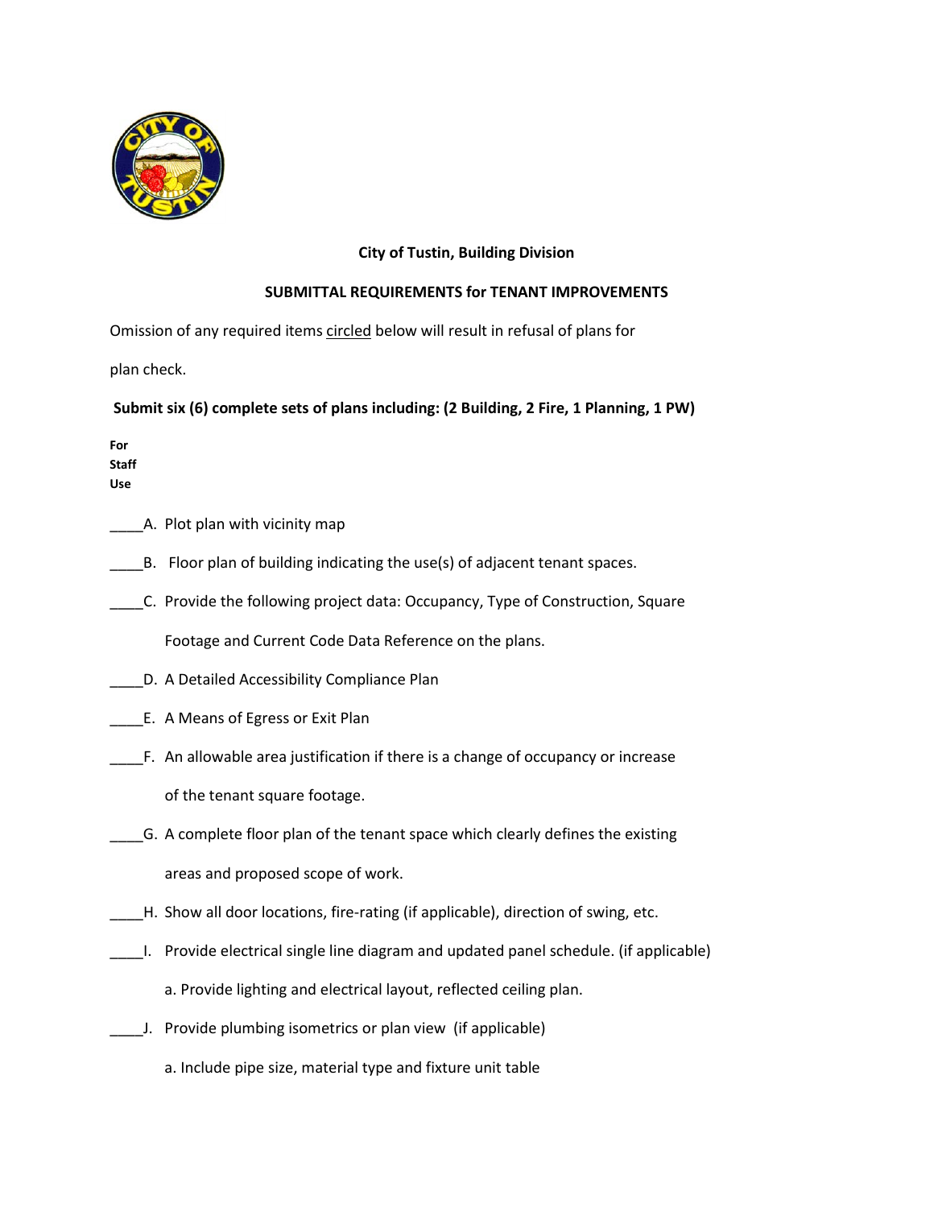**City of Tustin, Building Division**

**SUBMITTAL REQUIREMENTS for TENANT IMPROVEMENTS**

Omission of any required items circled below will result in refusal of plans for plan check.

**Submit six (6) complete sets of plans including: (2 Building, 2 Fire, 1 Planning, 1 PW)**

**For Staff Use**

____A. Plot plan with vicinity map

____B. Floor plan of building indicating the use(s) of adjacent tenant spaces.

____C. Provide the following project data: Occupancy, Type of Construction, Square Footage and Current Code Data Reference on the plans.

____D. A Detailed Accessibility Compliance Plan

____E. A Means of Egress or Exit Plan

____F. An allowable area justification if there is a change of occupancy or increase of the tenant square footage.

____G. A complete floor plan of the tenant space which clearly defines the existing areas and proposed scope of work.

____H. Show all door locations, fire-rating (if applicable), direction of swing, etc.

____I. Provide electrical single line diagram and updated panel schedule. (if applicable)

a. Provide lighting and electrical layout, reflected ceiling plan.

____J. Provide plumbing isometrics or plan view (if applicable)

a. Include pipe size, material type and fixture unit table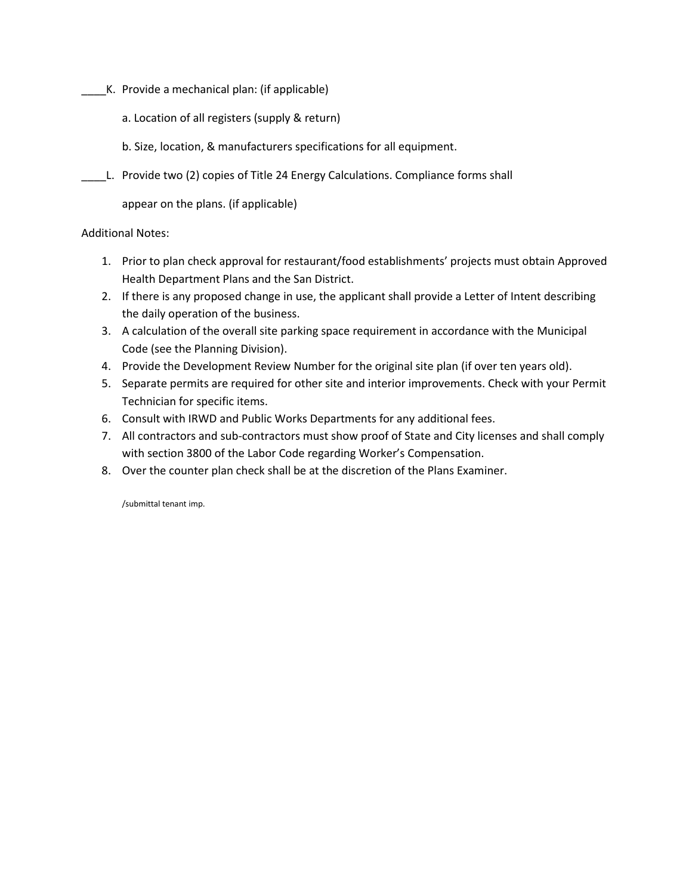____K. Provide a mechanical plan: (if applicable)

a. Location of all registers (supply & return)

b. Size, location, & manufacturers specifications for all equipment.

____L. Provide two (2) copies of Title 24 Energy Calculations. Compliance forms shall appear on the plans. (if applicable)

Additional Notes:

1. Prior to plan check approval for restaurant/food establishments' projects must obtain Approved Health Department Plans and the San District.
2. If there is any proposed change in use, the applicant shall provide a Letter of Intent describing the daily operation of the business.
3. A calculation of the overall site parking space requirement in accordance with the Municipal Code (see the Planning Division).
4. Provide the Development Review Number for the original site plan (if over ten years old).
5. Separate permits are required for other site and interior improvements. Check with your Permit Technician for specific items.
6. Consult with IRWD and Public Works Departments for any additional fees.
7. All contractors and sub-contractors must show proof of State and City licenses and shall comply with section 3800 of the Labor Code regarding Worker's Compensation.
8. Over the counter plan check shall be at the discretion of the Plans Examiner.

/submittal tenant imp.